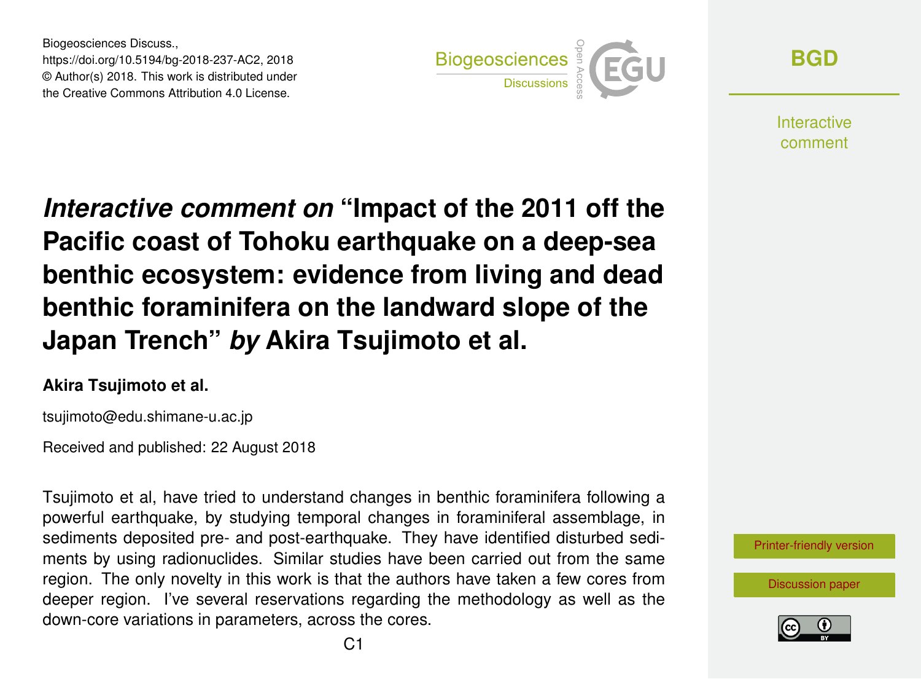Biogeosciences Discuss.,
https://doi.org/10.5194/bg-2018-237-AC2, 2018
© Author(s) 2018. This work is distributed under
the Creative Commons Attribution 4.0 License.

# *Interactive comment on* "Impact of the 2011 off the Pacific coast of Tohoku earthquake on a deep-sea benthic ecosystem: evidence from living and dead benthic foraminifera on the landward slope of the Japan Trench" *by* Akira Tsujimoto et al.

**Akira Tsujimoto et al.**

tsujimoto@edu.shimane-u.ac.jp

Received and published: 22 August 2018

Tsujimoto et al, have tried to understand changes in benthic foraminifera following a powerful earthquake, by studying temporal changes in foraminiferal assemblage, in sediments deposited pre- and post-earthquake. They have identified disturbed sediments by using radionuclides. Similar studies have been carried out from the same region. The only novelty in this work is that the authors have taken a few cores from deeper region. I've several reservations regarding the methodology as well as the down-core variations in parameters, across the cores.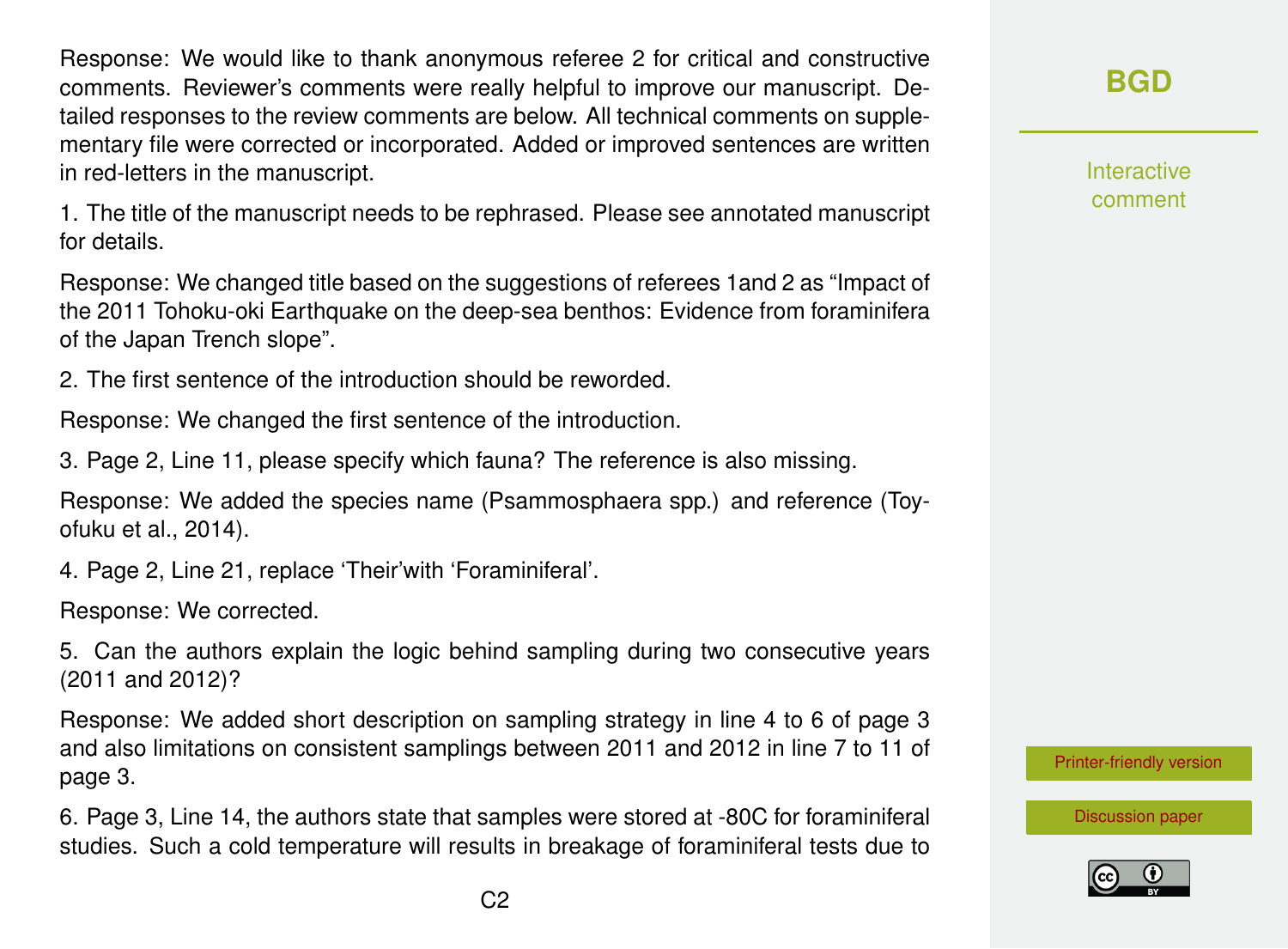Response: We would like to thank anonymous referee 2 for critical and constructive comments. Reviewer's comments were really helpful to improve our manuscript. Detailed responses to the review comments are below. All technical comments on supplementary file were corrected or incorporated. Added or improved sentences are written in red-letters in the manuscript.

1. The title of the manuscript needs to be rephrased. Please see annotated manuscript for details.

Response: We changed title based on the suggestions of referees 1and 2 as "Impact of the 2011 Tohoku-oki Earthquake on the deep-sea benthos: Evidence from foraminifera of the Japan Trench slope".

2. The first sentence of the introduction should be reworded.

Response: We changed the first sentence of the introduction.

3. Page 2, Line 11, please specify which fauna? The reference is also missing.

Response: We added the species name (Psammosphaera spp.) and reference (Toyofuku et al., 2014).

4. Page 2, Line 21, replace 'Their'with 'Foraminiferal'.

Response: We corrected.

5. Can the authors explain the logic behind sampling during two consecutive years (2011 and 2012)?

Response: We added short description on sampling strategy in line 4 to 6 of page 3 and also limitations on consistent samplings between 2011 and 2012 in line 7 to 11 of page 3.

6. Page 3, Line 14, the authors state that samples were stored at -80C for foraminiferal studies. Such a cold temperature will results in breakage of foraminiferal tests due to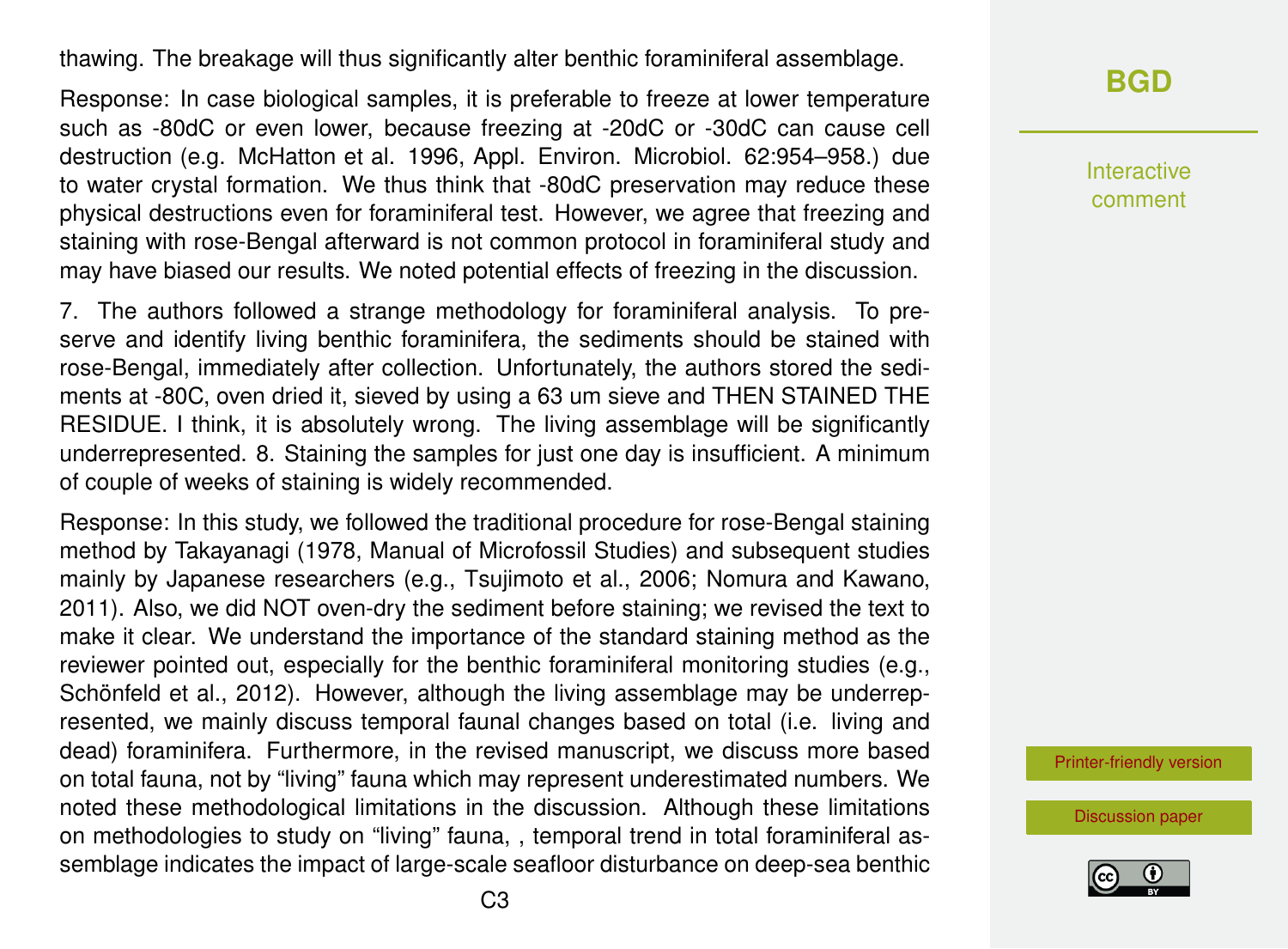thawing. The breakage will thus significantly alter benthic foraminiferal assemblage.

Response: In case biological samples, it is preferable to freeze at lower temperature such as -80dC or even lower, because freezing at -20dC or -30dC can cause cell destruction (e.g. McHatton et al. 1996, Appl. Environ. Microbiol. 62:954–958.) due to water crystal formation. We thus think that -80dC preservation may reduce these physical destructions even for foraminiferal test. However, we agree that freezing and staining with rose-Bengal afterward is not common protocol in foraminiferal study and may have biased our results. We noted potential effects of freezing in the discussion.

7. The authors followed a strange methodology for foraminiferal analysis. To preserve and identify living benthic foraminifera, the sediments should be stained with rose-Bengal, immediately after collection. Unfortunately, the authors stored the sediments at -80C, oven dried it, sieved by using a 63 um sieve and THEN STAINED THE RESIDUE. I think, it is absolutely wrong. The living assemblage will be significantly underrepresented. 8. Staining the samples for just one day is insufficient. A minimum of couple of weeks of staining is widely recommended.

Response: In this study, we followed the traditional procedure for rose-Bengal staining method by Takayanagi (1978, Manual of Microfossil Studies) and subsequent studies mainly by Japanese researchers (e.g., Tsujimoto et al., 2006; Nomura and Kawano, 2011). Also, we did NOT oven-dry the sediment before staining; we revised the text to make it clear. We understand the importance of the standard staining method as the reviewer pointed out, especially for the benthic foraminiferal monitoring studies (e.g., Schönfeld et al., 2012). However, although the living assemblage may be underrepresented, we mainly discuss temporal faunal changes based on total (i.e. living and dead) foraminifera. Furthermore, in the revised manuscript, we discuss more based on total fauna, not by "living" fauna which may represent underestimated numbers. We noted these methodological limitations in the discussion. Although these limitations on methodologies to study on "living" fauna, , temporal trend in total foraminiferal assemblage indicates the impact of large-scale seafloor disturbance on deep-sea benthic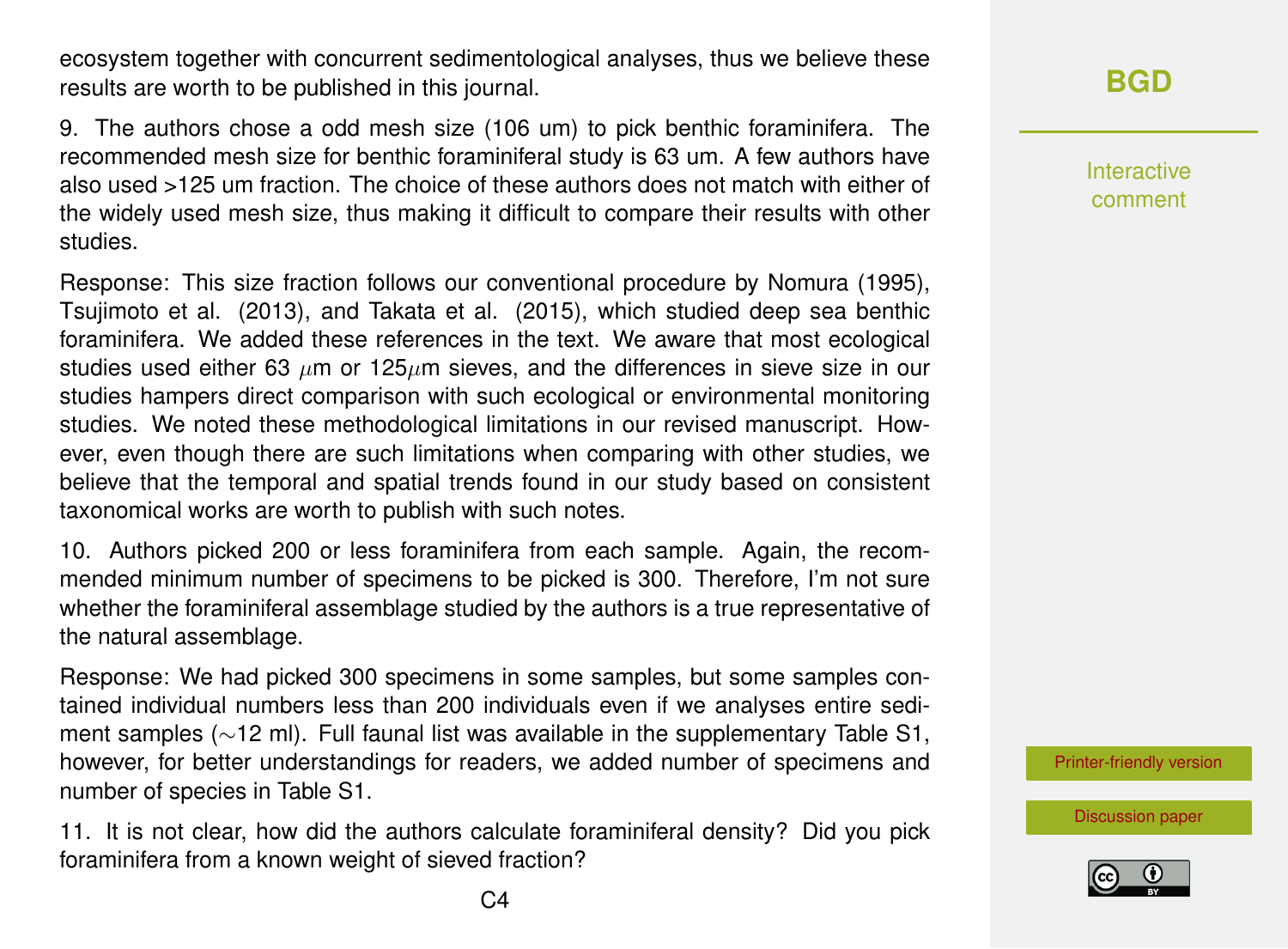ecosystem together with concurrent sedimentological analyses, thus we believe these results are worth to be published in this journal.

9. The authors chose a odd mesh size (106 um) to pick benthic foraminifera. The recommended mesh size for benthic foraminiferal study is 63 um. A few authors have also used >125 um fraction. The choice of these authors does not match with either of the widely used mesh size, thus making it difficult to compare their results with other studies.

Response: This size fraction follows our conventional procedure by Nomura (1995), Tsujimoto et al. (2013), and Takata et al. (2015), which studied deep sea benthic foraminifera. We added these references in the text. We aware that most ecological studies used either 63 $\mu$m or 125$\mu$m sieves, and the differences in sieve size in our studies hampers direct comparison with such ecological or environmental monitoring studies. We noted these methodological limitations in our revised manuscript. However, even though there are such limitations when comparing with other studies, we believe that the temporal and spatial trends found in our study based on consistent taxonomical works are worth to publish with such notes.

10. Authors picked 200 or less foraminifera from each sample. Again, the recommended minimum number of specimens to be picked is 300. Therefore, I'm not sure whether the foraminiferal assemblage studied by the authors is a true representative of the natural assemblage.

Response: We had picked 300 specimens in some samples, but some samples contained individual numbers less than 200 individuals even if we analyses entire sediment samples (~12 ml). Full faunal list was available in the supplementary Table S1, however, for better understandings for readers, we added number of specimens and number of species in Table S1.

11. It is not clear, how did the authors calculate foraminiferal density? Did you pick foraminifera from a known weight of sieved fraction?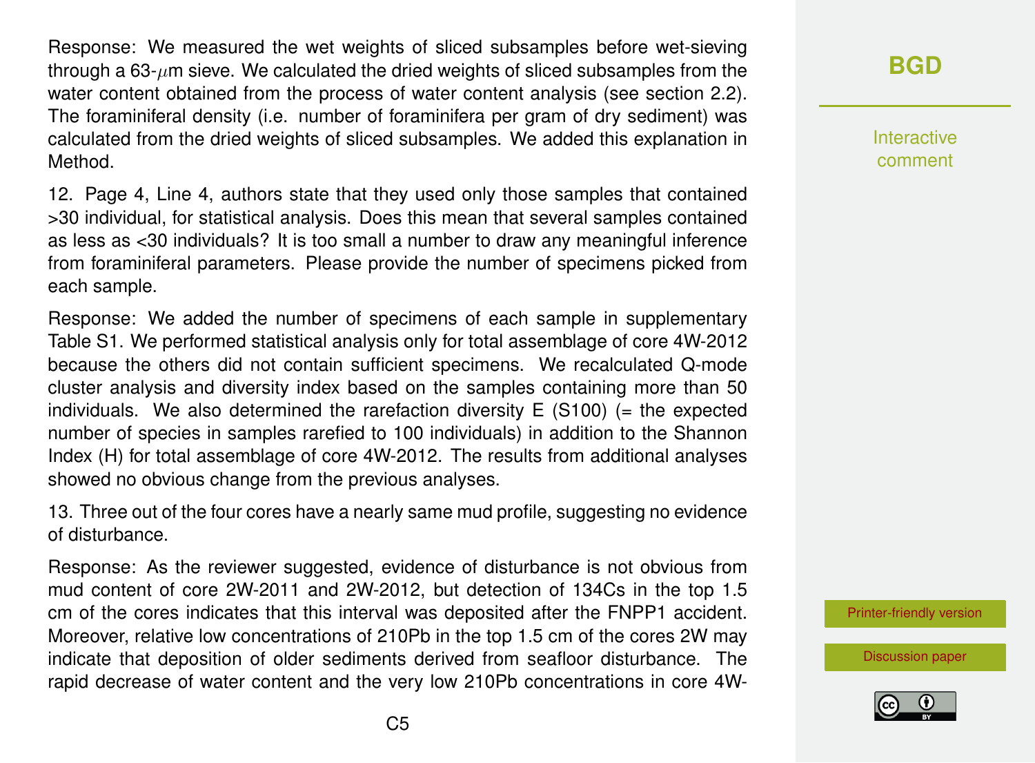Response: We measured the wet weights of sliced subsamples before wet-sieving through a 63-$\mu$m sieve. We calculated the dried weights of sliced subsamples from the water content obtained from the process of water content analysis (see section 2.2). The foraminiferal density (i.e. number of foraminifera per gram of dry sediment) was calculated from the dried weights of sliced subsamples. We added this explanation in Method.

12. Page 4, Line 4, authors state that they used only those samples that contained >30 individual, for statistical analysis. Does this mean that several samples contained as less as <30 individuals? It is too small a number to draw any meaningful inference from foraminiferal parameters. Please provide the number of specimens picked from each sample.

Response: We added the number of specimens of each sample in supplementary Table S1. We performed statistical analysis only for total assemblage of core 4W-2012 because the others did not contain sufficient specimens. We recalculated Q-mode cluster analysis and diversity index based on the samples containing more than 50 individuals. We also determined the rarefaction diversity E (S100) (= the expected number of species in samples rarefied to 100 individuals) in addition to the Shannon Index (H) for total assemblage of core 4W-2012. The results from additional analyses showed no obvious change from the previous analyses.

13. Three out of the four cores have a nearly same mud profile, suggesting no evidence of disturbance.

Response: As the reviewer suggested, evidence of disturbance is not obvious from mud content of core 2W-2011 and 2W-2012, but detection of $^{134}Cs$ in the top 1.5 cm of the cores indicates that this interval was deposited after the FNPP1 accident. Moreover, relative low concentrations of $^{210}Pb$ in the top 1.5 cm of the cores 2W may indicate that deposition of older sediments derived from seafloor disturbance. The rapid decrease of water content and the very low $^{210}Pb$ concentrations in core 4W-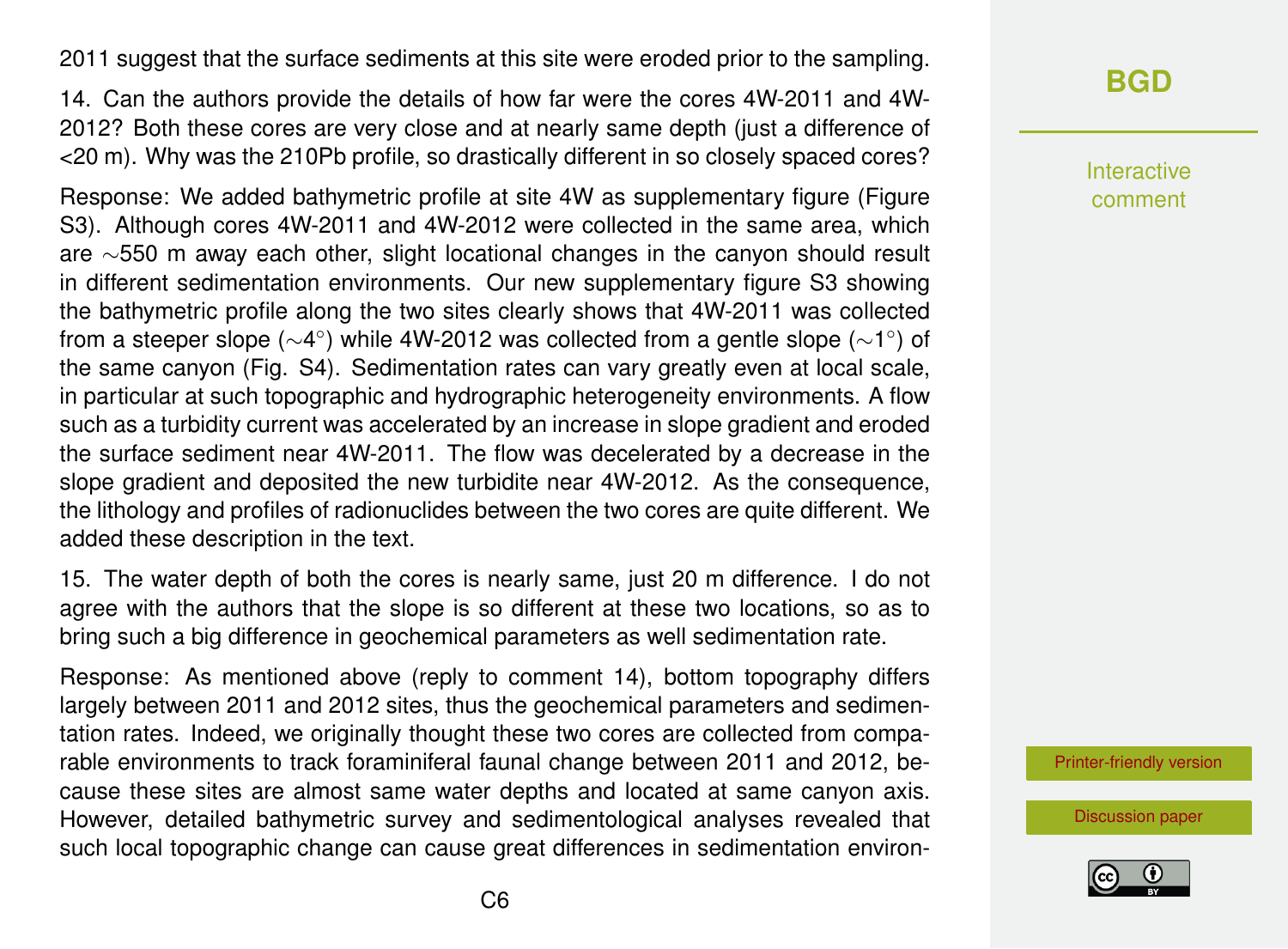2011 suggest that the surface sediments at this site were eroded prior to the sampling.

14. Can the authors provide the details of how far were the cores 4W-2011 and 4W-2012? Both these cores are very close and at nearly same depth (just a difference of <20 m). Why was the 210Pb profile, so drastically different in so closely spaced cores?

Response: We added bathymetric profile at site 4W as supplementary figure (Figure S3). Although cores 4W-2011 and 4W-2012 were collected in the same area, which are ∼550 m away each other, slight locational changes in the canyon should result in different sedimentation environments. Our new supplementary figure S3 showing the bathymetric profile along the two sites clearly shows that 4W-2011 was collected from a steeper slope (∼4°) while 4W-2012 was collected from a gentle slope (∼1°) of the same canyon (Fig. S4). Sedimentation rates can vary greatly even at local scale, in particular at such topographic and hydrographic heterogeneity environments. A flow such as a turbidity current was accelerated by an increase in slope gradient and eroded the surface sediment near 4W-2011. The flow was decelerated by a decrease in the slope gradient and deposited the new turbidite near 4W-2012. As the consequence, the lithology and profiles of radionuclides between the two cores are quite different. We added these description in the text.

15. The water depth of both the cores is nearly same, just 20 m difference. I do not agree with the authors that the slope is so different at these two locations, so as to bring such a big difference in geochemical parameters as well sedimentation rate.

Response: As mentioned above (reply to comment 14), bottom topography differs largely between 2011 and 2012 sites, thus the geochemical parameters and sedimentation rates. Indeed, we originally thought these two cores are collected from comparable environments to track foraminiferal faunal change between 2011 and 2012, because these sites are almost same water depths and located at same canyon axis. However, detailed bathymetric survey and sedimentological analyses revealed that such local topographic change can cause great differences in sedimentation environ-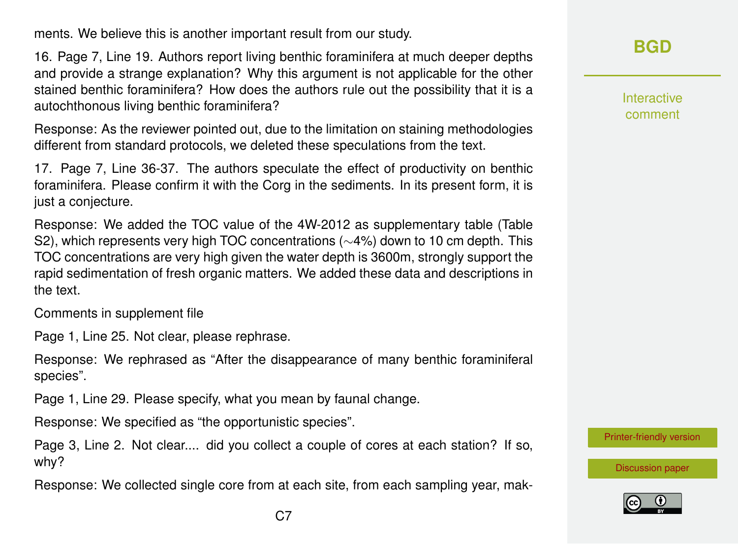ments. We believe this is another important result from our study.

16. Page 7, Line 19. Authors report living benthic foraminifera at much deeper depths and provide a strange explanation? Why this argument is not applicable for the other stained benthic foraminifera? How does the authors rule out the possibility that it is a autochthonous living benthic foraminifera?

Response: As the reviewer pointed out, due to the limitation on staining methodologies different from standard protocols, we deleted these speculations from the text.

17. Page 7, Line 36-37. The authors speculate the effect of productivity on benthic foraminifera. Please confirm it with the Corg in the sediments. In its present form, it is just a conjecture.

Response: We added the TOC value of the 4W-2012 as supplementary table (Table S2), which represents very high TOC concentrations ($\sim$4%) down to 10 cm depth. This TOC concentrations are very high given the water depth is 3600m, strongly support the rapid sedimentation of fresh organic matters. We added these data and descriptions in the text.

Comments in supplement file

Page 1, Line 25. Not clear, please rephrase.

Response: We rephrased as "After the disappearance of many benthic foraminiferal species".

Page 1, Line 29. Please specify, what you mean by faunal change.

Response: We specified as "the opportunistic species".

Page 3, Line 2. Not clear.... did you collect a couple of cores at each station? If so, why?

Response: We collected single core from at each site, from each sampling year, mak-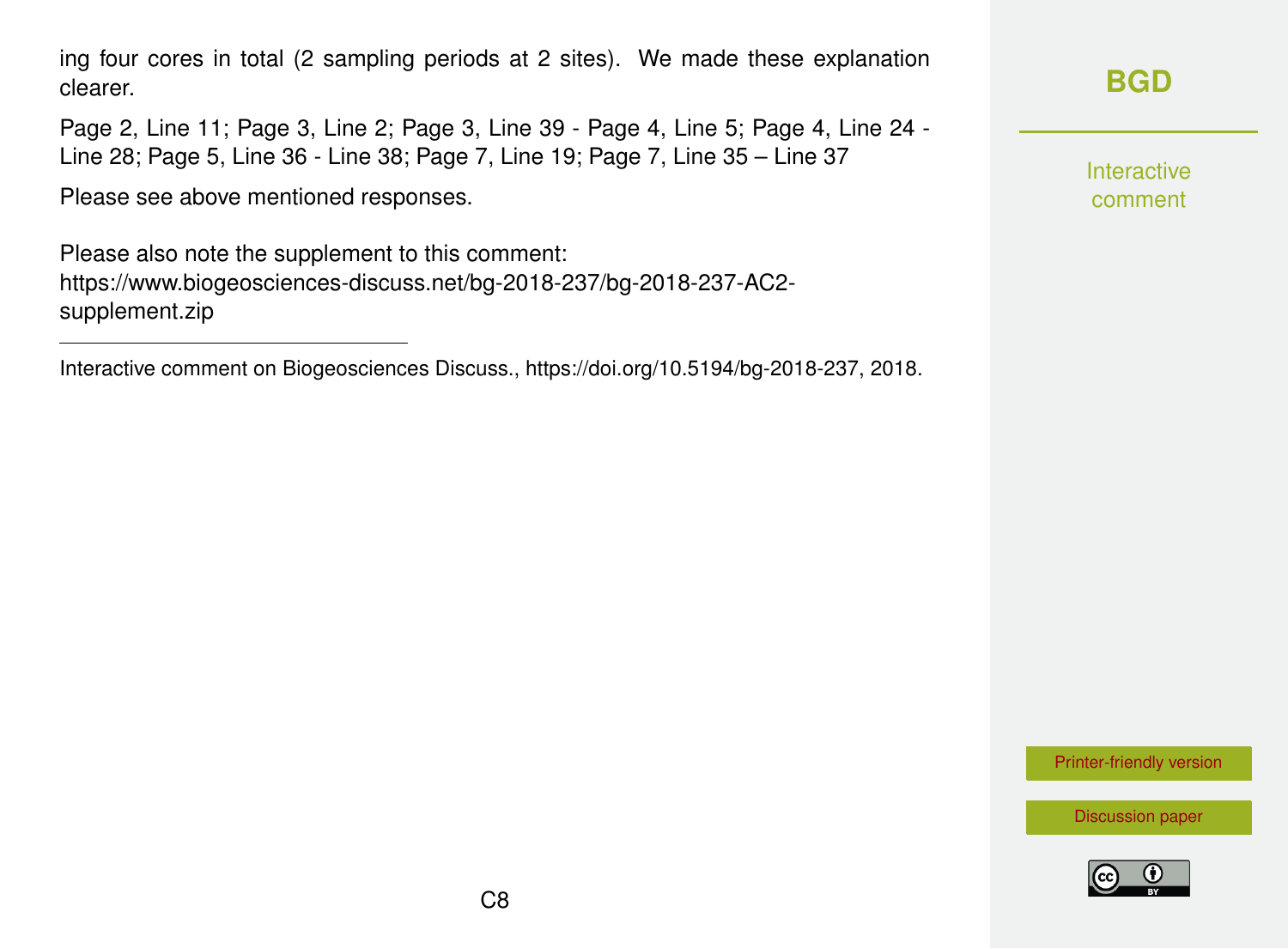ing four cores in total (2 sampling periods at 2 sites). We made these explanation clearer.

Page 2, Line 11; Page 3, Line 2; Page 3, Line 39 - Page 4, Line 5; Page 4, Line 24 - Line 28; Page 5, Line 36 - Line 38; Page 7, Line 19; Page 7, Line 35 – Line 37

Please see above mentioned responses.

Please also note the supplement to this comment:
https://www.biogeosciences-discuss.net/bg-2018-237/bg-2018-237-AC2-supplement.zip

---

Interactive comment on Biogeosciences Discuss., https://doi.org/10.5194/bg-2018-237, 2018.